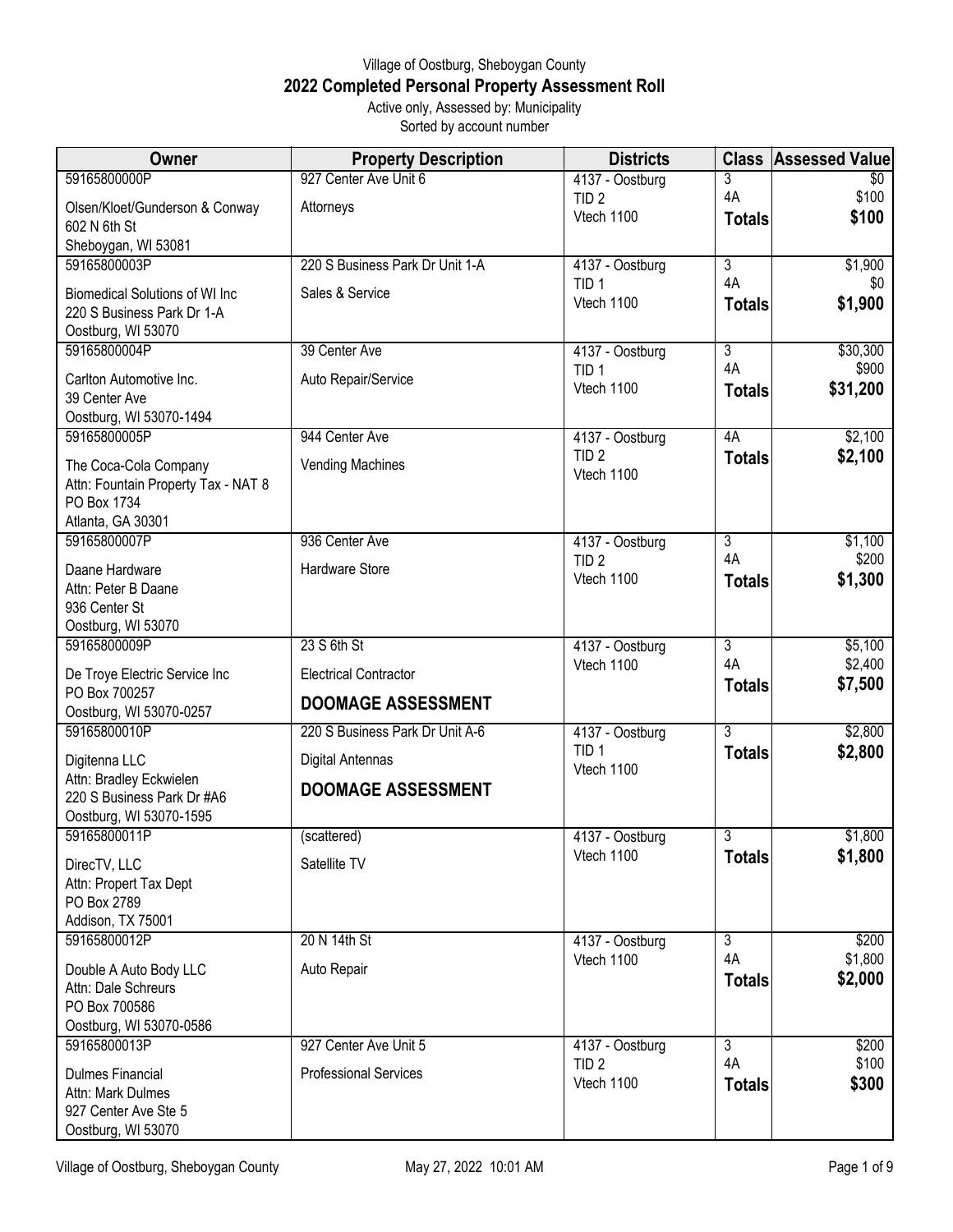Village of Oostburg, Sheboygan County

# 2022 Completed Personal Property Assessment Roll

Active only, Assessed by: Municipality

Sorted by account number

| Owner | Property Description | Districts | Class | Assessed Value |
|---|---|---|---|---|
| 59165800000P<br>Olsen/Kloet/Gunderson & Conway<br>602 N 6th St<br>Sheboygan, WI 53081 | 927 Center Ave Unit 6<br>Attorneys | 4137 - Oostburg<br>TID 2<br>Vtech 1100 | 3<br>4A<br>**Totals** | $0<br>$100<br>**$100** |
| 59165800003P<br>Biomedical Solutions of WI Inc<br>220 S Business Park Dr 1-A<br>Oostburg, WI 53070 | 220 S Business Park Dr Unit 1-A<br>Sales & Service | 4137 - Oostburg<br>TID 1<br>Vtech 1100 | 3<br>4A<br>**Totals** | $1,900<br>$0<br>**$1,900** |
| 59165800004P<br>Carlton Automotive Inc.<br>39 Center Ave<br>Oostburg, WI 53070-1494 | 39 Center Ave<br>Auto Repair/Service | 4137 - Oostburg<br>TID 1<br>Vtech 1100 | 3<br>4A<br>**Totals** | $30,300<br>$900<br>**$31,200** |
| 59165800005P<br>The Coca-Cola Company<br>Attn: Fountain Property Tax - NAT 8<br>PO Box 1734<br>Atlanta, GA 30301 | 944 Center Ave<br>Vending Machines | 4137 - Oostburg<br>TID 2<br>Vtech 1100 | 4A<br>**Totals** | $2,100<br>**$2,100** |
| 59165800007P<br>Daane Hardware<br>Attn: Peter B Daane<br>936 Center St<br>Oostburg, WI 53070 | 936 Center Ave<br>Hardware Store | 4137 - Oostburg<br>TID 2<br>Vtech 1100 | 3<br>4A<br>**Totals** | $1,100<br>$200<br>**$1,300** |
| 59165800009P<br>De Troye Electric Service Inc<br>PO Box 700257<br>Oostburg, WI 53070-0257 | 23 S 6th St<br>Electrical Contractor<br>**DOOMAGE ASSESSMENT** | 4137 - Oostburg<br>Vtech 1100 | 3<br>4A<br>**Totals** | $5,100<br>$2,400<br>**$7,500** |
| 59165800010P<br>Digitenna LLC<br>Attn: Bradley Eckwielen<br>220 S Business Park Dr #A6<br>Oostburg, WI 53070-1595 | 220 S Business Park Dr Unit A-6<br>Digital Antennas<br>**DOOMAGE ASSESSMENT** | 4137 - Oostburg<br>TID 1<br>Vtech 1100 | 3<br>**Totals** | $2,800<br>**$2,800** |
| 59165800011P<br>DirecTV, LLC<br>Attn: Propert Tax Dept<br>PO Box 2789<br>Addison, TX 75001 | (scattered)<br>Satellite TV | 4137 - Oostburg<br>Vtech 1100 | 3<br>**Totals** | $1,800<br>**$1,800** |
| 59165800012P<br>Double A Auto Body LLC<br>Attn: Dale Schreurs<br>PO Box 700586<br>Oostburg, WI 53070-0586 | 20 N 14th St<br>Auto Repair | 4137 - Oostburg<br>Vtech 1100 | 3<br>4A<br>**Totals** | $200<br>$1,800<br>**$2,000** |
| 59165800013P<br>Dulmes Financial<br>Attn: Mark Dulmes<br>927 Center Ave Ste 5<br>Oostburg, WI 53070 | 927 Center Ave Unit 5<br>Professional Services | 4137 - Oostburg<br>TID 2<br>Vtech 1100 | 3<br>4A<br>**Totals** | $200<br>$100<br>**$300** |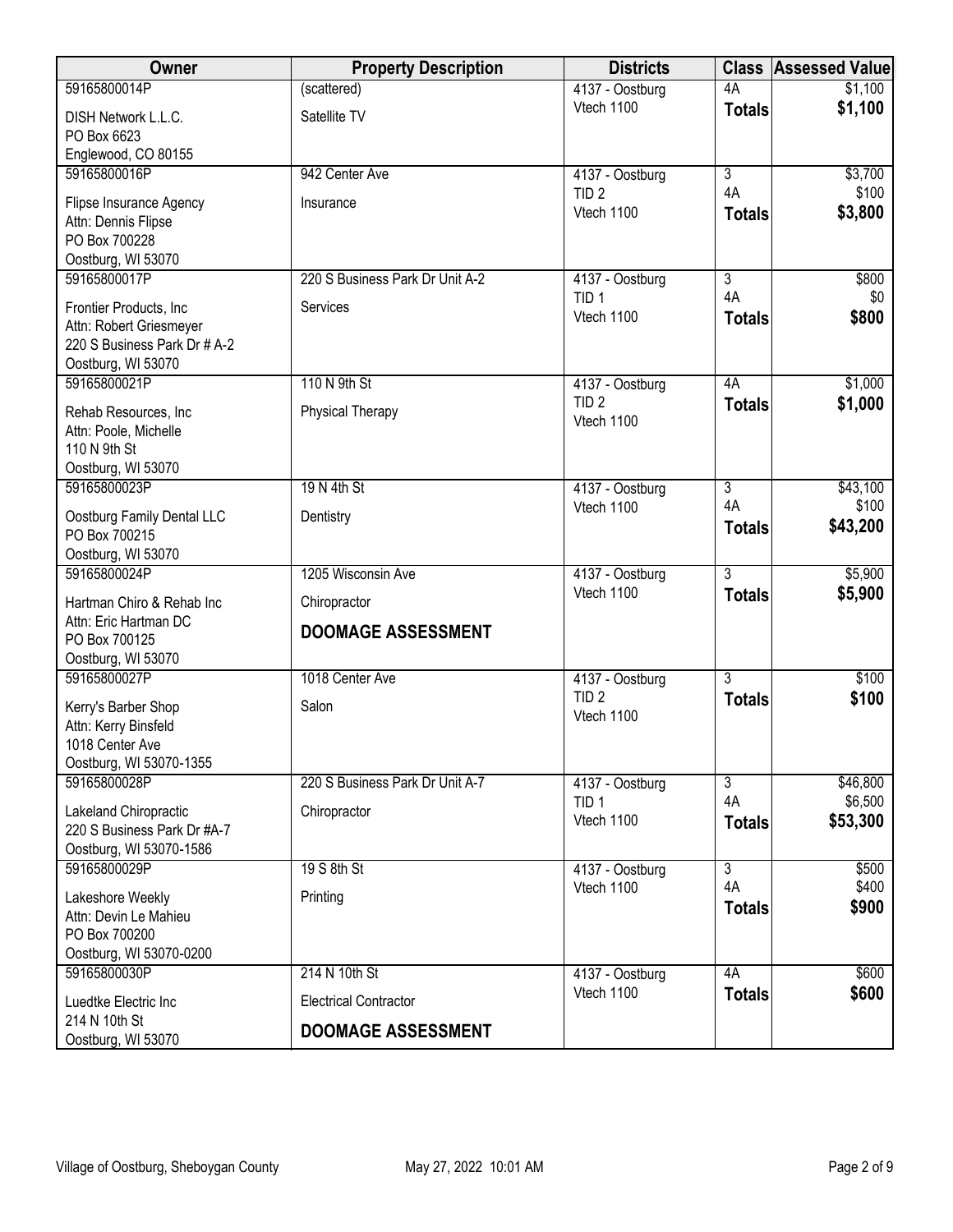| Owner | Property Description | Districts | Class | Assessed Value |
|---|---|---|---|---|
| 59165800014P<br>DISH Network L.L.C.<br>PO Box 6623<br>Englewood, CO 80155 | (scattered)<br>Satellite TV | 4137 - Oostburg<br>Vtech 1100 | 4A<br>**Totals** | $1,100<br>**$1,100** |
| 59165800016P<br>Flipse Insurance Agency<br>Attn: Dennis Flipse<br>PO Box 700228<br>Oostburg, WI 53070 | 942 Center Ave<br>Insurance | 4137 - Oostburg<br>TID 2<br>Vtech 1100 | 3<br>4A<br>**Totals** | $3,700<br>$100<br>**$3,800** |
| 59165800017P<br>Frontier Products, Inc<br>Attn: Robert Griesmeyer<br>220 S Business Park Dr # A-2<br>Oostburg, WI 53070 | 220 S Business Park Dr Unit A-2<br>Services | 4137 - Oostburg<br>TID 1<br>Vtech 1100 | 3<br>4A<br>**Totals** | $800<br>$0<br>**$800** |
| 59165800021P<br>Rehab Resources, Inc<br>Attn: Poole, Michelle<br>110 N 9th St<br>Oostburg, WI 53070 | 110 N 9th St<br>Physical Therapy | 4137 - Oostburg<br>TID 2<br>Vtech 1100 | 4A<br>**Totals** | $1,000<br>**$1,000** |
| 59165800023P<br>Oostburg Family Dental LLC<br>PO Box 700215<br>Oostburg, WI 53070 | 19 N 4th St<br>Dentistry | 4137 - Oostburg<br>Vtech 1100 | 3<br>4A<br>**Totals** | $43,100<br>$100<br>**$43,200** |
| 59165800024P<br>Hartman Chiro & Rehab Inc<br>Attn: Eric Hartman DC<br>PO Box 700125<br>Oostburg, WI 53070 | 1205 Wisconsin Ave<br>Chiropractor<br>**DOOMAGE ASSESSMENT** | 4137 - Oostburg<br>Vtech 1100 | 3<br>**Totals** | $5,900<br>**$5,900** |
| 59165800027P<br>Kerry's Barber Shop<br>Attn: Kerry Binsfeld<br>1018 Center Ave<br>Oostburg, WI 53070-1355 | 1018 Center Ave<br>Salon | 4137 - Oostburg<br>TID 2<br>Vtech 1100 | 3<br>**Totals** | $100<br>**$100** |
| 59165800028P<br>Lakeland Chiropractic<br>220 S Business Park Dr #A-7<br>Oostburg, WI 53070-1586 | 220 S Business Park Dr Unit A-7<br>Chiropractor | 4137 - Oostburg<br>TID 1<br>Vtech 1100 | 3<br>4A<br>**Totals** | $46,800<br>$6,500<br>**$53,300** |
| 59165800029P<br>Lakeshore Weekly<br>Attn: Devin Le Mahieu<br>PO Box 700200<br>Oostburg, WI 53070-0200 | 19 S 8th St<br>Printing | 4137 - Oostburg<br>Vtech 1100 | 3<br>4A<br>**Totals** | $500<br>$400<br>**$900** |
| 59165800030P<br>Luedtke Electric Inc<br>214 N 10th St<br>Oostburg, WI 53070 | 214 N 10th St<br>Electrical Contractor<br>**DOOMAGE ASSESSMENT** | 4137 - Oostburg<br>Vtech 1100 | 4A<br>**Totals** | $600<br>**$600** |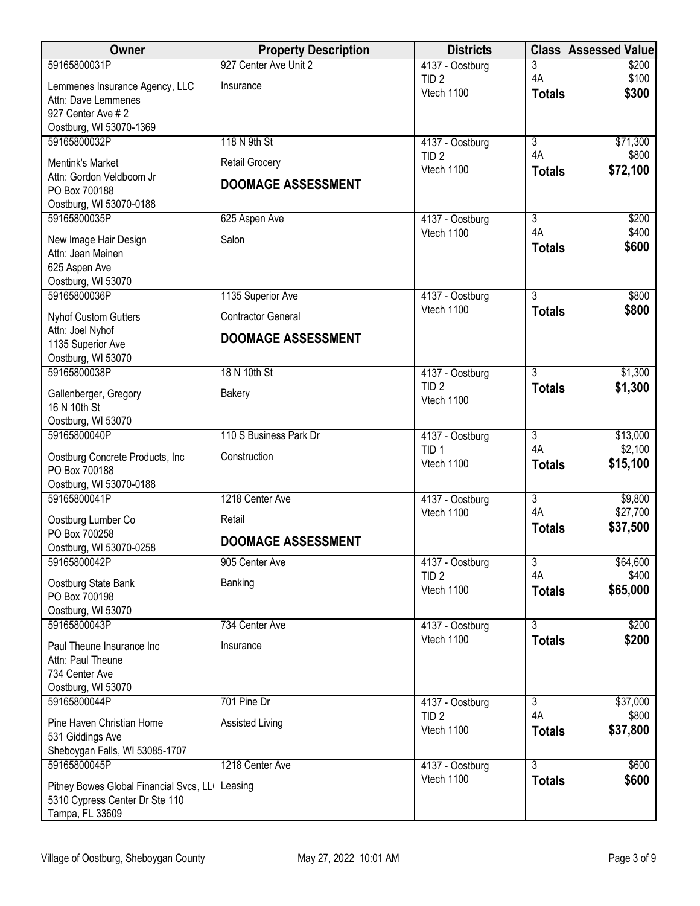| Owner | Property Description | Districts | Class | Assessed Value |
|---|---|---|---|---|
| 59165800031P<br>Lemmenes Insurance Agency, LLC<br>Attn: Dave Lemmenes<br>927 Center Ave # 2<br>Oostburg, WI 53070-1369 | 927 Center Ave Unit 2<br>Insurance | 4137 - Oostburg<br>TID 2<br>Vtech 1100 | 3<br>4A<br>**Totals** | $200<br>$100<br>**$300** |
| 59165800032P<br>Mentink's Market<br>Attn: Gordon Veldboom Jr<br>PO Box 700188<br>Oostburg, WI 53070-0188 | 118 N 9th St<br>Retail Grocery<br>**DOOMAGE ASSESSMENT** | 4137 - Oostburg<br>TID 2<br>Vtech 1100 | 3<br>4A<br>**Totals** | $71,300<br>$800<br>**$72,100** |
| 59165800035P<br>New Image Hair Design<br>Attn: Jean Meinen<br>625 Aspen Ave<br>Oostburg, WI 53070 | 625 Aspen Ave<br>Salon | 4137 - Oostburg<br>Vtech 1100 | 3<br>4A<br>**Totals** | $200<br>$400<br>**$600** |
| 59165800036P<br>Nyhof Custom Gutters<br>Attn: Joel Nyhof<br>1135 Superior Ave<br>Oostburg, WI 53070 | 1135 Superior Ave<br>Contractor General<br>**DOOMAGE ASSESSMENT** | 4137 - Oostburg<br>Vtech 1100 | 3<br>**Totals** | $800<br>**$800** |
| 59165800038P<br>Gallenberger, Gregory<br>16 N 10th St<br>Oostburg, WI 53070 | 18 N 10th St<br>Bakery | 4137 - Oostburg<br>TID 2<br>Vtech 1100 | 3<br>**Totals** | $1,300<br>**$1,300** |
| 59165800040P<br>Oostburg Concrete Products, Inc<br>PO Box 700188<br>Oostburg, WI 53070-0188 | 110 S Business Park Dr<br>Construction | 4137 - Oostburg<br>TID 1<br>Vtech 1100 | 3<br>4A<br>**Totals** | $13,000<br>$2,100<br>**$15,100** |
| 59165800041P<br>Oostburg Lumber Co<br>PO Box 700258<br>Oostburg, WI 53070-0258 | 1218 Center Ave<br>Retail<br>**DOOMAGE ASSESSMENT** | 4137 - Oostburg<br>Vtech 1100 | 3<br>4A<br>**Totals** | $9,800<br>$27,700<br>**$37,500** |
| 59165800042P<br>Oostburg State Bank<br>PO Box 700198<br>Oostburg, WI 53070 | 905 Center Ave<br>Banking | 4137 - Oostburg<br>TID 2<br>Vtech 1100 | 3<br>4A<br>**Totals** | $64,600<br>$400<br>**$65,000** |
| 59165800043P<br>Paul Theune Insurance Inc<br>Attn: Paul Theune<br>734 Center Ave<br>Oostburg, WI 53070 | 734 Center Ave<br>Insurance | 4137 - Oostburg<br>Vtech 1100 | 3<br>**Totals** | $200<br>**$200** |
| 59165800044P<br>Pine Haven Christian Home<br>531 Giddings Ave<br>Sheboygan Falls, WI 53085-1707 | 701 Pine Dr<br>Assisted Living | 4137 - Oostburg<br>TID 2<br>Vtech 1100 | 3<br>4A<br>**Totals** | $37,000<br>$800<br>**$37,800** |
| 59165800045P<br>Pitney Bowes Global Financial Svcs, LL<br>5310 Cypress Center Dr Ste 110<br>Tampa, FL 33609 | 1218 Center Ave<br>Leasing | 4137 - Oostburg<br>Vtech 1100 | 3<br>**Totals** | $600<br>**$600** |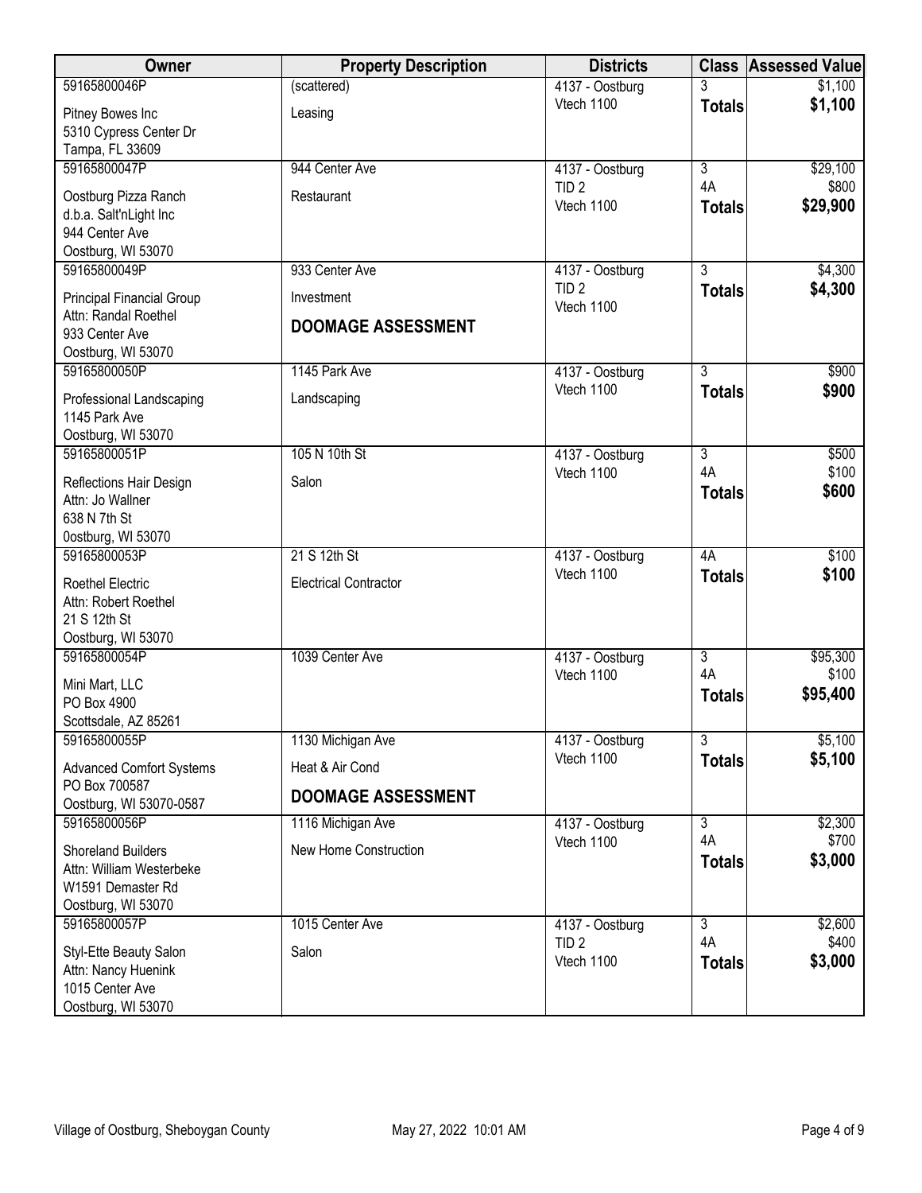| Owner | Property Description | Districts | Class | Assessed Value |
|---|---|---|---|---|
| 59165800046P<br>Pitney Bowes Inc<br>5310 Cypress Center Dr<br>Tampa, FL 33609 | (scattered)<br>Leasing | 4137 - Oostburg<br>Vtech 1100 | 3<br>**Totals** | $1,100<br>**$1,100** |
| 59165800047P<br>Oostburg Pizza Ranch<br>d.b.a. Salt'nLight Inc<br>944 Center Ave<br>Oostburg, WI 53070 | 944 Center Ave<br>Restaurant | 4137 - Oostburg<br>TID 2<br>Vtech 1100 | 3<br>4A<br>**Totals** | $29,100<br>$800<br>**$29,900** |
| 59165800049P<br>Principal Financial Group<br>Attn: Randal Roethel<br>933 Center Ave<br>Oostburg, WI 53070 | 933 Center Ave<br>Investment<br>**DOOMAGE ASSESSMENT** | 4137 - Oostburg<br>TID 2<br>Vtech 1100 | 3<br>**Totals** | $4,300<br>**$4,300** |
| 59165800050P<br>Professional Landscaping<br>1145 Park Ave<br>Oostburg, WI 53070 | 1145 Park Ave<br>Landscaping | 4137 - Oostburg<br>Vtech 1100 | 3<br>**Totals** | $900<br>**$900** |
| 59165800051P<br>Reflections Hair Design<br>Attn: Jo Wallner<br>638 N 7th St<br>0ostburg, WI 53070 | 105 N 10th St<br>Salon | 4137 - Oostburg<br>Vtech 1100 | 3<br>4A<br>**Totals** | $500<br>$100<br>**$600** |
| 59165800053P<br>Roethel Electric<br>Attn: Robert Roethel<br>21 S 12th St<br>Oostburg, WI 53070 | 21 S 12th St<br>Electrical Contractor | 4137 - Oostburg<br>Vtech 1100 | 4A<br>**Totals** | $100<br>**$100** |
| 59165800054P<br>Mini Mart, LLC<br>PO Box 4900<br>Scottsdale, AZ 85261 | 1039 Center Ave | 4137 - Oostburg<br>Vtech 1100 | 3<br>4A<br>**Totals** | $95,300<br>$100<br>**$95,400** |
| 59165800055P<br>Advanced Comfort Systems<br>PO Box 700587<br>Oostburg, WI 53070-0587 | 1130 Michigan Ave<br>Heat & Air Cond<br>**DOOMAGE ASSESSMENT** | 4137 - Oostburg<br>Vtech 1100 | 3<br>**Totals** | $5,100<br>**$5,100** |
| 59165800056P<br>Shoreland Builders<br>Attn: William Westerbeke<br>W1591 Demaster Rd<br>Oostburg, WI 53070 | 1116 Michigan Ave<br>New Home Construction | 4137 - Oostburg<br>Vtech 1100 | 3<br>4A<br>**Totals** | $2,300<br>$700<br>**$3,000** |
| 59165800057P<br>Styl-Ette Beauty Salon<br>Attn: Nancy Huenink<br>1015 Center Ave<br>Oostburg, WI 53070 | 1015 Center Ave<br>Salon | 4137 - Oostburg<br>TID 2<br>Vtech 1100 | 3<br>4A<br>**Totals** | $2,600<br>$400<br>**$3,000** |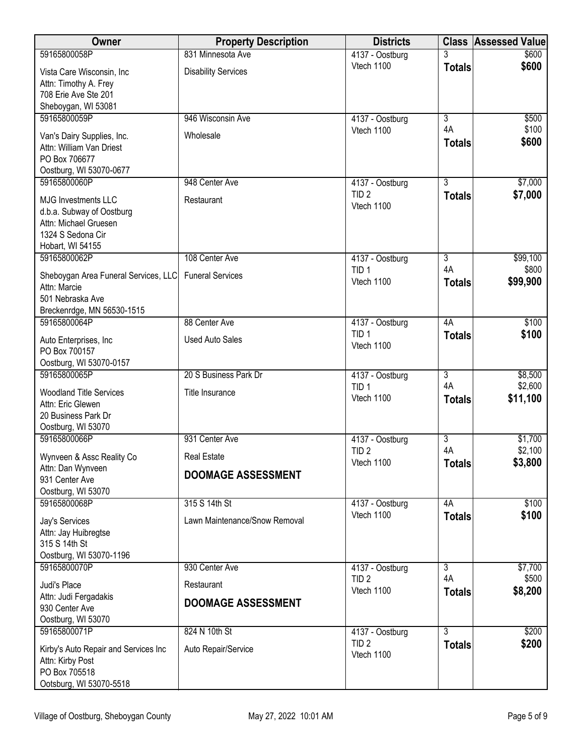| Owner | Property Description | Districts | Class | Assessed Value |
|---|---|---|---|---|
| 59165800058P<br>Vista Care Wisconsin, Inc<br>Attn: Timothy A. Frey<br>708 Erie Ave Ste 201<br>Sheboygan, WI 53081 | 831 Minnesota Ave<br>Disability Services | 4137 - Oostburg<br>Vtech 1100 | 3<br>**Totals** | $600<br>**$600** |
| 59165800059P<br>Van's Dairy Supplies, Inc.<br>Attn: William Van Driest<br>PO Box 706677<br>Oostburg, WI 53070-0677 | 946 Wisconsin Ave<br>Wholesale | 4137 - Oostburg<br>Vtech 1100 | 3<br>4A<br>**Totals** | $500<br>$100<br>**$600** |
| 59165800060P<br>MJG Investments LLC<br>d.b.a. Subway of Oostburg<br>Attn: Michael Gruesen<br>1324 S Sedona Cir<br>Hobart, WI 54155 | 948 Center Ave<br>Restaurant | 4137 - Oostburg<br>TID 2<br>Vtech 1100 | 3<br>**Totals** | $7,000<br>**$7,000** |
| 59165800062P<br>Sheboygan Area Funeral Services, LLC<br>Attn: Marcie<br>501 Nebraska Ave<br>Breckenrdge, MN 56530-1515 | 108 Center Ave<br>Funeral Services | 4137 - Oostburg<br>TID 1<br>Vtech 1100 | 3<br>4A<br>**Totals** | $99,100<br>$800<br>**$99,900** |
| 59165800064P<br>Auto Enterprises, Inc<br>PO Box 700157<br>Oostburg, WI 53070-0157 | 88 Center Ave<br>Used Auto Sales | 4137 - Oostburg<br>TID 1<br>Vtech 1100 | 4A<br>**Totals** | $100<br>**$100** |
| 59165800065P<br>Woodland Title Services<br>Attn: Eric Glewen<br>20 Business Park Dr<br>Oostburg, WI 53070 | 20 S Business Park Dr<br>Title Insurance | 4137 - Oostburg<br>TID 1<br>Vtech 1100 | 3<br>4A<br>**Totals** | $8,500<br>$2,600<br>**$11,100** |
| 59165800066P<br>Wynveen & Assc Reality Co<br>Attn: Dan Wynveen<br>931 Center Ave<br>Oostburg, WI 53070 | 931 Center Ave<br>Real Estate<br>**DOOMAGE ASSESSMENT** | 4137 - Oostburg<br>TID 2<br>Vtech 1100 | 3<br>4A<br>**Totals** | $1,700<br>$2,100<br>**$3,800** |
| 59165800068P<br>Jay's Services<br>Attn: Jay Huibregtse<br>315 S 14th St<br>Oostburg, WI 53070-1196 | 315 S 14th St<br>Lawn Maintenance/Snow Removal | 4137 - Oostburg<br>Vtech 1100 | 4A<br>**Totals** | $100<br>**$100** |
| 59165800070P<br>Judi's Place<br>Attn: Judi Fergadakis<br>930 Center Ave<br>Oostburg, WI 53070 | 930 Center Ave<br>Restaurant<br>**DOOMAGE ASSESSMENT** | 4137 - Oostburg<br>TID 2<br>Vtech 1100 | 3<br>4A<br>**Totals** | $7,700<br>$500<br>**$8,200** |
| 59165800071P<br>Kirby's Auto Repair and Services Inc<br>Attn: Kirby Post<br>PO Box 705518<br>Ootsburg, WI 53070-5518 | 824 N 10th St<br>Auto Repair/Service | 4137 - Oostburg<br>TID 2<br>Vtech 1100 | 3<br>**Totals** | $200<br>**$200** |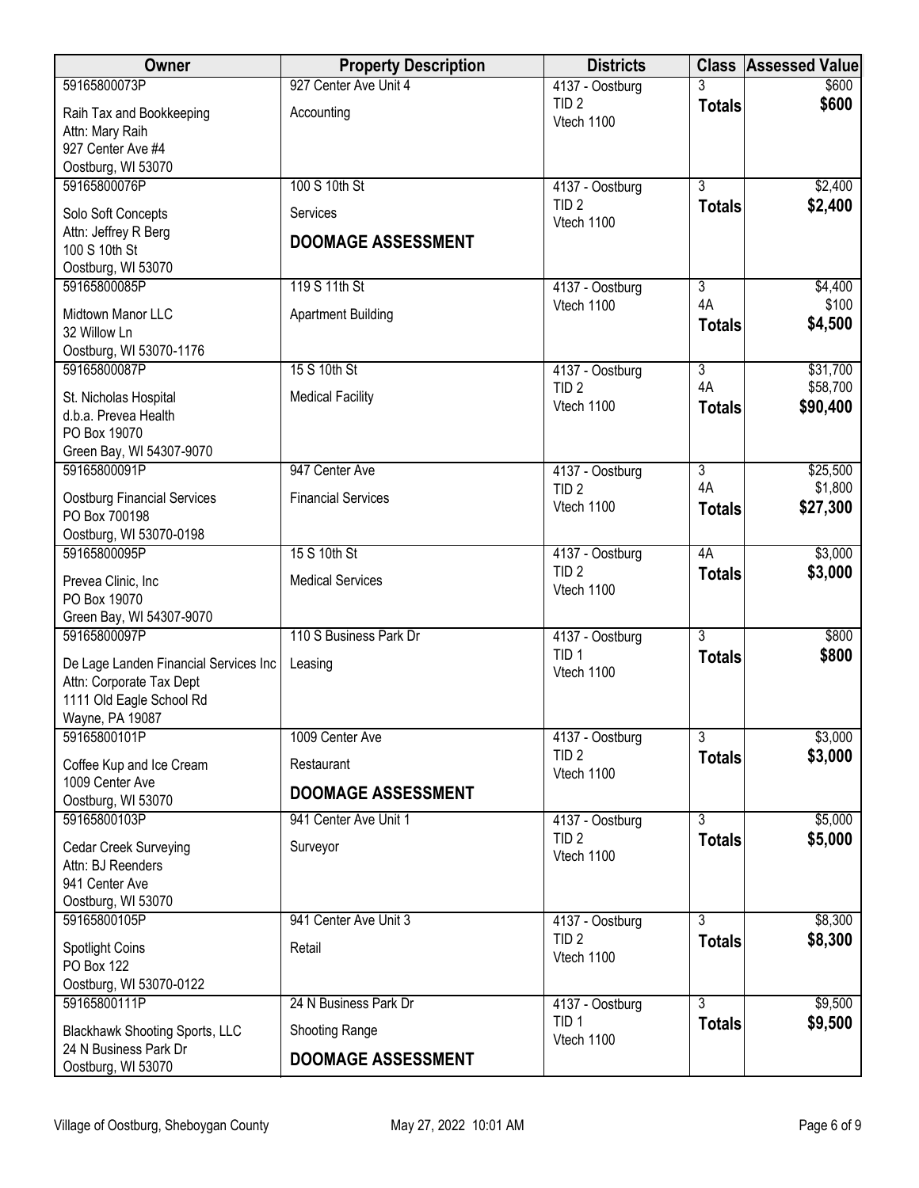| Owner | Property Description | Districts | Class | Assessed Value |
|---|---|---|---|---|
| 59165800073P<br>Raih Tax and Bookkeeping<br>Attn: Mary Raih<br>927 Center Ave #4<br>Oostburg, WI 53070 | 927 Center Ave Unit 4<br>Accounting | 4137 - Oostburg<br>TID 2<br>Vtech 1100 | 3<br>**Totals** | $600<br>**$600** |
| 59165800076P<br>Solo Soft Concepts<br>Attn: Jeffrey R Berg<br>100 S 10th St<br>Oostburg, WI 53070 | 100 S 10th St<br>Services<br>**DOOMAGE ASSESSMENT** | 4137 - Oostburg<br>TID 2<br>Vtech 1100 | 3<br>**Totals** | $2,400<br>**$2,400** |
| 59165800085P<br>Midtown Manor LLC<br>32 Willow Ln<br>Oostburg, WI 53070-1176 | 119 S 11th St<br>Apartment Building | 4137 - Oostburg<br>Vtech 1100 | 3<br>4A<br>**Totals** | $4,400<br>$100<br>**$4,500** |
| 59165800087P<br>St. Nicholas Hospital<br>d.b.a. Prevea Health<br>PO Box 19070<br>Green Bay, WI 54307-9070 | 15 S 10th St<br>Medical Facility | 4137 - Oostburg<br>TID 2<br>Vtech 1100 | 3<br>4A<br>**Totals** | $31,700<br>$58,700<br>**$90,400** |
| 59165800091P<br>Oostburg Financial Services<br>PO Box 700198<br>Oostburg, WI 53070-0198 | 947 Center Ave<br>Financial Services | 4137 - Oostburg<br>TID 2<br>Vtech 1100 | 3<br>4A<br>**Totals** | $25,500<br>$1,800<br>**$27,300** |
| 59165800095P<br>Prevea Clinic, Inc<br>PO Box 19070<br>Green Bay, WI 54307-9070 | 15 S 10th St<br>Medical Services | 4137 - Oostburg<br>TID 2<br>Vtech 1100 | 4A<br>**Totals** | $3,000<br>**$3,000** |
| 59165800097P<br>De Lage Landen Financial Services Inc<br>Attn: Corporate Tax Dept<br>1111 Old Eagle School Rd<br>Wayne, PA 19087 | 110 S Business Park Dr<br>Leasing | 4137 - Oostburg<br>TID 1<br>Vtech 1100 | 3<br>**Totals** | $800<br>**$800** |
| 59165800101P<br>Coffee Kup and Ice Cream<br>1009 Center Ave<br>Oostburg, WI 53070 | 1009 Center Ave<br>Restaurant<br>**DOOMAGE ASSESSMENT** | 4137 - Oostburg<br>TID 2<br>Vtech 1100 | 3<br>**Totals** | $3,000<br>**$3,000** |
| 59165800103P<br>Cedar Creek Surveying<br>Attn: BJ Reenders<br>941 Center Ave<br>Oostburg, WI 53070 | 941 Center Ave Unit 1<br>Surveyor | 4137 - Oostburg<br>TID 2<br>Vtech 1100 | 3<br>**Totals** | $5,000<br>**$5,000** |
| 59165800105P<br>Spotlight Coins<br>PO Box 122<br>Oostburg, WI 53070-0122 | 941 Center Ave Unit 3<br>Retail | 4137 - Oostburg<br>TID 2<br>Vtech 1100 | 3<br>**Totals** | $8,300<br>**$8,300** |
| 59165800111P<br>Blackhawk Shooting Sports, LLC<br>24 N Business Park Dr<br>Oostburg, WI 53070 | 24 N Business Park Dr<br>Shooting Range<br>**DOOMAGE ASSESSMENT** | 4137 - Oostburg<br>TID 1<br>Vtech 1100 | 3<br>**Totals** | $9,500<br>**$9,500** |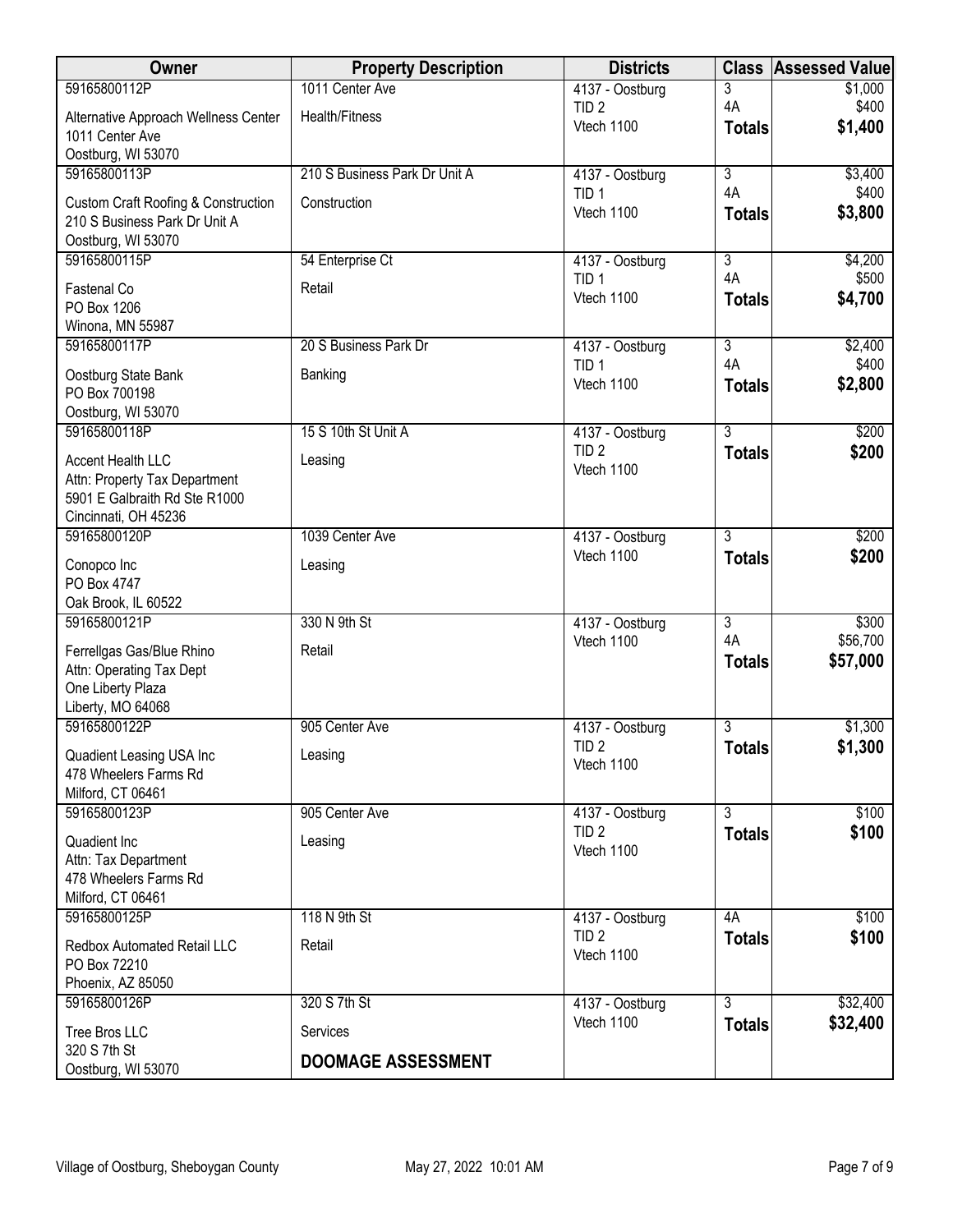| Owner | Property Description | Districts | Class | Assessed Value |
|---|---|---|---|---|
| 59165800112P<br>Alternative Approach Wellness Center<br>1011 Center Ave<br>Oostburg, WI 53070 | 1011 Center Ave<br>Health/Fitness | 4137 - Oostburg<br>TID 2<br>Vtech 1100 | 3<br>4A<br>**Totals** | $1,000<br>$400<br>**$1,400** |
| 59165800113P<br>Custom Craft Roofing & Construction<br>210 S Business Park Dr Unit A<br>Oostburg, WI 53070 | 210 S Business Park Dr Unit A<br>Construction | 4137 - Oostburg<br>TID 1<br>Vtech 1100 | 3<br>4A<br>**Totals** | $3,400<br>$400<br>**$3,800** |
| 59165800115P<br>Fastenal Co<br>PO Box 1206<br>Winona, MN 55987 | 54 Enterprise Ct<br>Retail | 4137 - Oostburg<br>TID 1<br>Vtech 1100 | 3<br>4A<br>**Totals** | $4,200<br>$500<br>**$4,700** |
| 59165800117P<br>Oostburg State Bank<br>PO Box 700198<br>Oostburg, WI 53070 | 20 S Business Park Dr<br>Banking | 4137 - Oostburg<br>TID 1<br>Vtech 1100 | 3<br>4A<br>**Totals** | $2,400<br>$400<br>**$2,800** |
| 59165800118P<br>Accent Health LLC<br>Attn: Property Tax Department<br>5901 E Galbraith Rd Ste R1000<br>Cincinnati, OH 45236 | 15 S 10th St Unit A<br>Leasing | 4137 - Oostburg<br>TID 2<br>Vtech 1100 | 3<br>**Totals** | $200<br>**$200** |
| 59165800120P<br>Conopco Inc<br>PO Box 4747<br>Oak Brook, IL 60522 | 1039 Center Ave<br>Leasing | 4137 - Oostburg<br>Vtech 1100 | 3<br>**Totals** | $200<br>**$200** |
| 59165800121P<br>Ferrellgas Gas/Blue Rhino<br>Attn: Operating Tax Dept<br>One Liberty Plaza<br>Liberty, MO 64068 | 330 N 9th St<br>Retail | 4137 - Oostburg<br>Vtech 1100 | 3<br>4A<br>**Totals** | $300<br>$56,700<br>**$57,000** |
| 59165800122P<br>Quadient Leasing USA Inc<br>478 Wheelers Farms Rd<br>Milford, CT 06461 | 905 Center Ave<br>Leasing | 4137 - Oostburg<br>TID 2<br>Vtech 1100 | 3<br>**Totals** | $1,300<br>**$1,300** |
| 59165800123P<br>Quadient Inc<br>Attn: Tax Department<br>478 Wheelers Farms Rd<br>Milford, CT 06461 | 905 Center Ave<br>Leasing | 4137 - Oostburg<br>TID 2<br>Vtech 1100 | 3<br>**Totals** | $100<br>**$100** |
| 59165800125P<br>Redbox Automated Retail LLC<br>PO Box 72210<br>Phoenix, AZ 85050 | 118 N 9th St<br>Retail | 4137 - Oostburg<br>TID 2<br>Vtech 1100 | 4A<br>**Totals** | $100<br>**$100** |
| 59165800126P<br>Tree Bros LLC<br>320 S 7th St<br>Oostburg, WI 53070 | 320 S 7th St<br>Services<br>**DOOMAGE ASSESSMENT** | 4137 - Oostburg<br>Vtech 1100 | 3<br>**Totals** | $32,400<br>**$32,400** |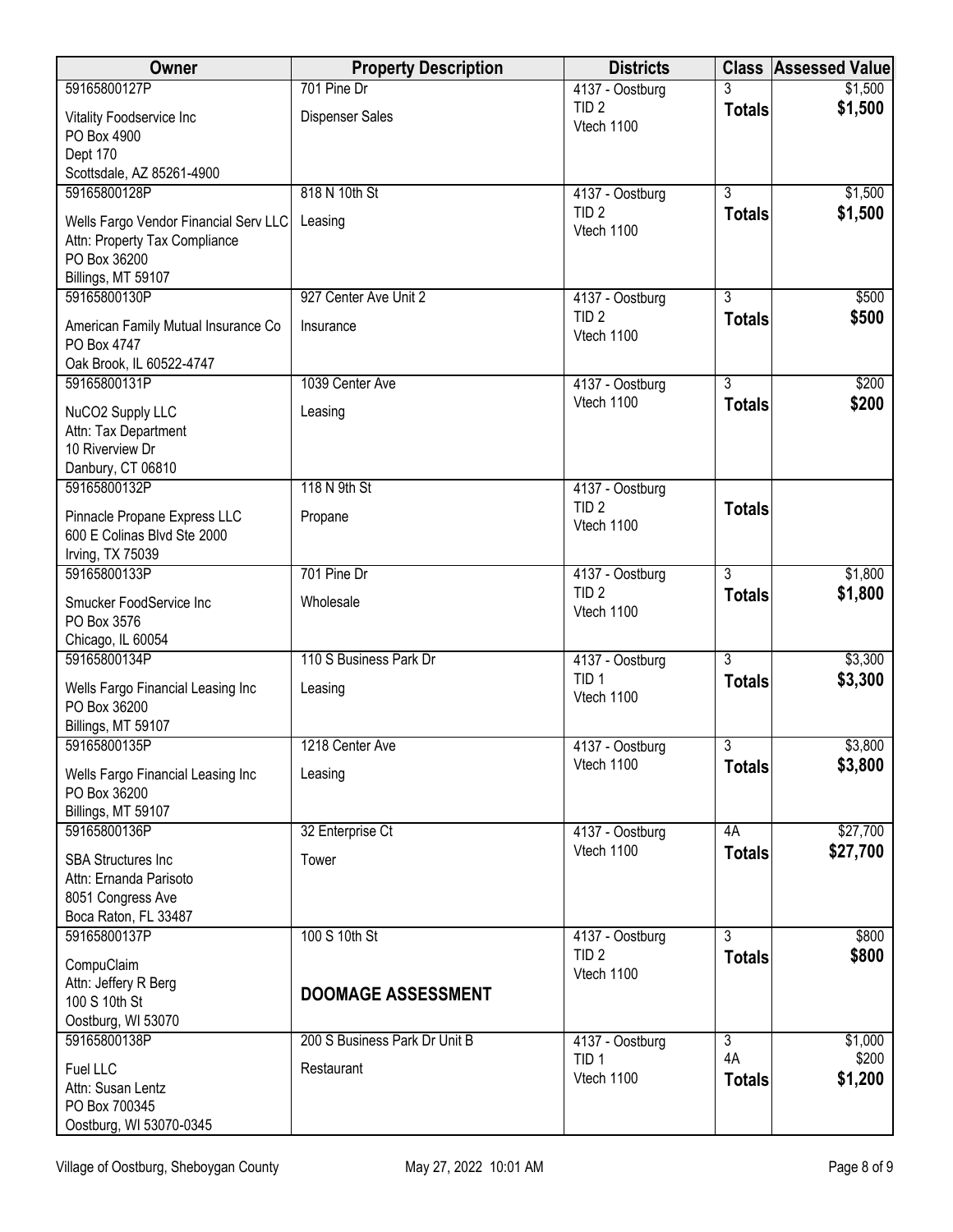| Owner | Property Description | Districts | Class | Assessed Value |
|---|---|---|---|---|
| 59165800127P<br>Vitality Foodservice Inc<br>PO Box 4900<br>Dept 170<br>Scottsdale, AZ 85261-4900 | 701 Pine Dr<br>Dispenser Sales | 4137 - Oostburg<br>TID 2<br>Vtech 1100 | 3<br>**Totals** | $1,500<br>**$1,500** |
| 59165800128P<br>Wells Fargo Vendor Financial Serv LLC<br>Attn: Property Tax Compliance<br>PO Box 36200<br>Billings, MT 59107 | 818 N 10th St<br>Leasing | 4137 - Oostburg<br>TID 2<br>Vtech 1100 | 3<br>**Totals** | $1,500<br>**$1,500** |
| 59165800130P<br>American Family Mutual Insurance Co<br>PO Box 4747<br>Oak Brook, IL 60522-4747 | 927 Center Ave Unit 2<br>Insurance | 4137 - Oostburg<br>TID 2<br>Vtech 1100 | 3<br>**Totals** | $500<br>**$500** |
| 59165800131P<br>NuCO2 Supply LLC<br>Attn: Tax Department<br>10 Riverview Dr<br>Danbury, CT 06810 | 1039 Center Ave<br>Leasing | 4137 - Oostburg<br>Vtech 1100 | 3<br>**Totals** | $200<br>**$200** |
| 59165800132P<br>Pinnacle Propane Express LLC<br>600 E Colinas Blvd Ste 2000<br>Irving, TX 75039 | 118 N 9th St<br>Propane | 4137 - Oostburg<br>TID 2<br>Vtech 1100 | **Totals** | |
| 59165800133P<br>Smucker FoodService Inc<br>PO Box 3576<br>Chicago, IL 60054 | 701 Pine Dr<br>Wholesale | 4137 - Oostburg<br>TID 2<br>Vtech 1100 | 3<br>**Totals** | $1,800<br>**$1,800** |
| 59165800134P<br>Wells Fargo Financial Leasing Inc<br>PO Box 36200<br>Billings, MT 59107 | 110 S Business Park Dr<br>Leasing | 4137 - Oostburg<br>TID 1<br>Vtech 1100 | 3<br>**Totals** | $3,300<br>**$3,300** |
| 59165800135P<br>Wells Fargo Financial Leasing Inc<br>PO Box 36200<br>Billings, MT 59107 | 1218 Center Ave<br>Leasing | 4137 - Oostburg<br>Vtech 1100 | 3<br>**Totals** | $3,800<br>**$3,800** |
| 59165800136P<br>SBA Structures Inc<br>Attn: Ernanda Parisoto<br>8051 Congress Ave<br>Boca Raton, FL 33487 | 32 Enterprise Ct<br>Tower | 4137 - Oostburg<br>Vtech 1100 | 4A<br>**Totals** | $27,700<br>**$27,700** |
| 59165800137P<br>CompuClaim<br>Attn: Jeffery R Berg<br>100 S 10th St<br>Oostburg, WI 53070 | 100 S 10th St<br>**DOOMAGE ASSESSMENT** | 4137 - Oostburg<br>TID 2<br>Vtech 1100 | 3<br>**Totals** | $800<br>**$800** |
| 59165800138P<br>Fuel LLC<br>Attn: Susan Lentz<br>PO Box 700345<br>Oostburg, WI 53070-0345 | 200 S Business Park Dr Unit B<br>Restaurant | 4137 - Oostburg<br>TID 1<br>Vtech 1100 | 3<br>4A<br>**Totals** | $1,000<br>$200<br>**$1,200** |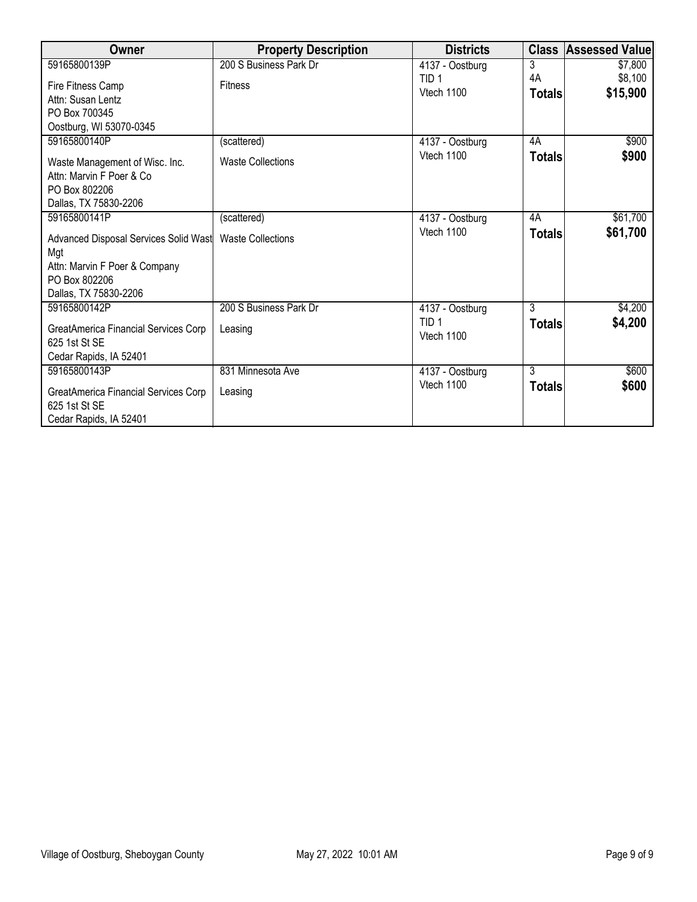| Owner | Property Description | Districts | Class | Assessed Value |
|---|---|---|---|---|
| 59165800139P<br>Fire Fitness Camp<br>Attn: Susan Lentz<br>PO Box 700345<br>Oostburg, WI 53070-0345 | 200 S Business Park Dr<br>Fitness | 4137 - Oostburg<br>TID 1<br>Vtech 1100 | 3<br>4A<br>**Totals** | \$7,800<br>\$8,100<br>**\$15,900** |
| 59165800140P<br>Waste Management of Wisc. Inc.<br>Attn: Marvin F Poer & Co<br>PO Box 802206<br>Dallas, TX 75830-2206 | (scattered)<br>Waste Collections | 4137 - Oostburg<br>Vtech 1100 | 4A<br>**Totals** | \$900<br>**\$900** |
| 59165800141P<br>Advanced Disposal Services Solid Wast Mgt<br>Attn: Marvin F Poer & Company<br>PO Box 802206<br>Dallas, TX 75830-2206 | (scattered)<br>Waste Collections | 4137 - Oostburg<br>Vtech 1100 | 4A<br>**Totals** | \$61,700<br>**\$61,700** |
| 59165800142P<br>GreatAmerica Financial Services Corp<br>625 1st St SE<br>Cedar Rapids, IA 52401 | 200 S Business Park Dr<br>Leasing | 4137 - Oostburg<br>TID 1<br>Vtech 1100 | 3<br>**Totals** | \$4,200<br>**\$4,200** |
| 59165800143P<br>GreatAmerica Financial Services Corp<br>625 1st St SE<br>Cedar Rapids, IA 52401 | 831 Minnesota Ave<br>Leasing | 4137 - Oostburg<br>Vtech 1100 | 3<br>**Totals** | \$600<br>**\$600** |